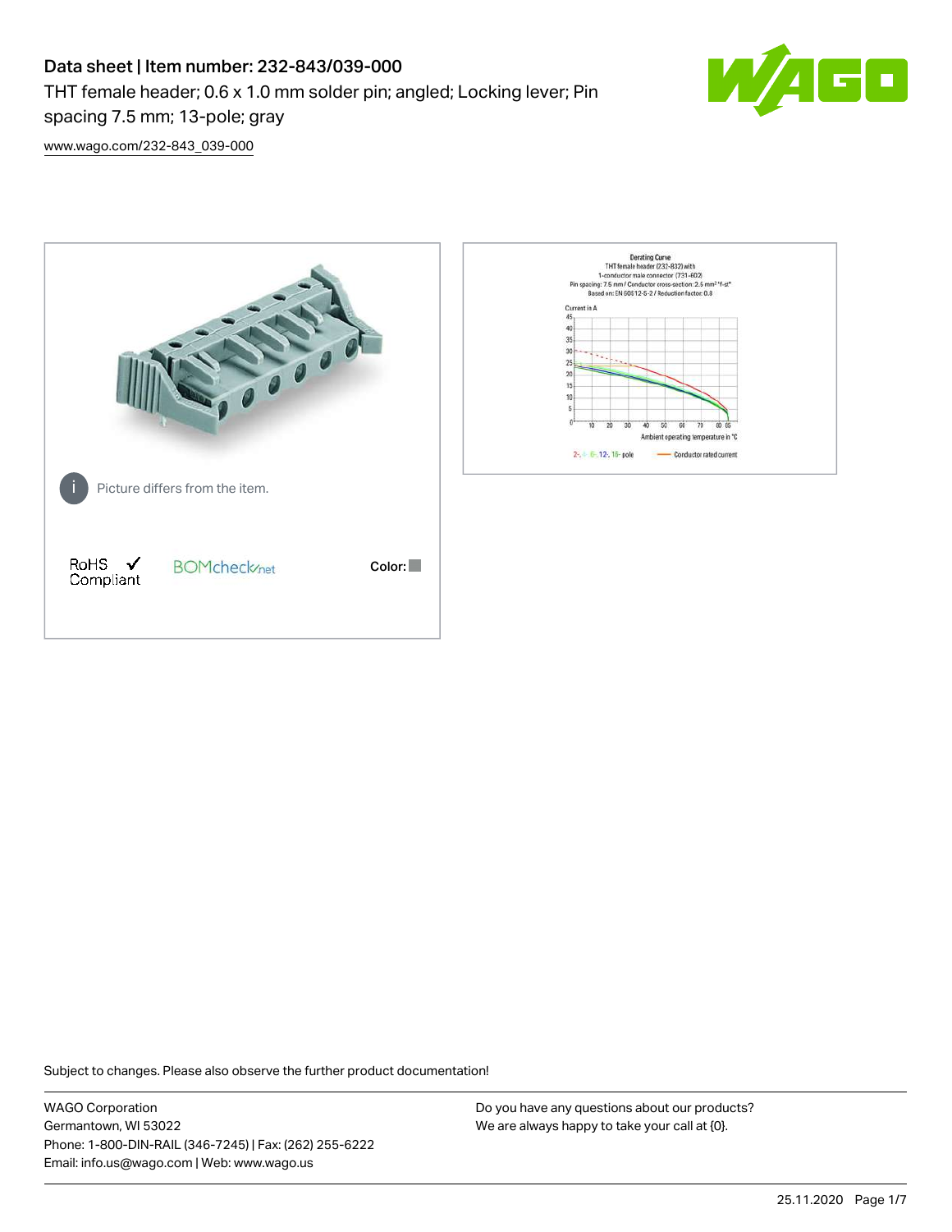# Data sheet | Item number: 232-843/039-000

THT female header; 0.6 x 1.0 mm solder pin; angled; Locking lever; Pin spacing 7.5 mm; 13-pole; gray

[www.wago.com/232-843_039-000](www.wago.com/232-843_039-000)

Picture differs from the item.

RoHS ✓ Compliant

BOMcheck.net

Color:

Derating Curve
THT female header (232-832) with
1-conductor male connector (731-602)
Pin spacing: 7.5 mm / Conductor cross-section: 2.5 mm² "f-st"
Based on: EN 60512-5-2 / Reduction factor: 0.8

Current in A

Ambient operating temperature in °C

2-, 4-, 6-, 12-, 15- pole — Conductor rated current

Subject to changes. Please also observe the further product documentation!

WAGO Corporation
Germantown, WI 53022
Phone: 1-800-DIN-RAIL (346-7245) | Fax: (262) 255-6222
Email: info.us@wago.com | Web: www.wago.us

Do you have any questions about our products?
We are always happy to take your call at {0}.

25.11.2020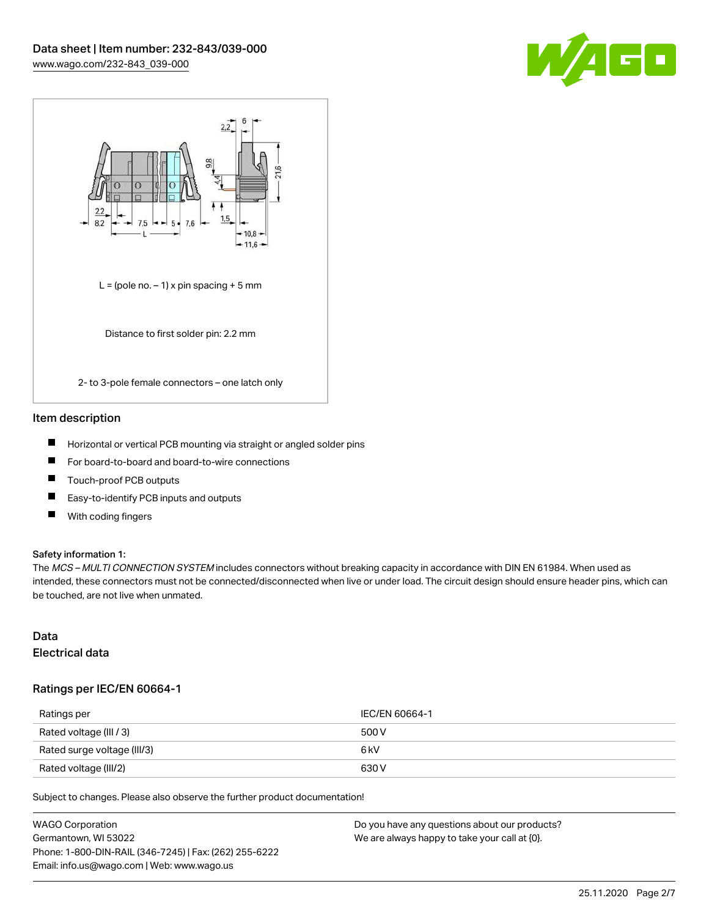L = (pole no. – 1) x pin spacing + 5 mm

Distance to first solder pin: 2.2 mm

2- to 3-pole female connectors – one latch only

## Item description

- Horizontal or vertical PCB mounting via straight or angled solder pins
- For board-to-board and board-to-wire connections
- Touch-proof PCB outputs
- Easy-to-identify PCB inputs and outputs
- With coding fingers

**Safety information 1:**

The *MCS – MULTI CONNECTION SYSTEM* includes connectors without breaking capacity in accordance with DIN EN 61984. When used as intended, these connectors must not be connected/disconnected when live or under load. The circuit design should ensure header pins, which can be touched, are not live when unmated.

## Data

### Electrical data

#### Ratings per IEC/EN 60664-1

| Ratings per | IEC/EN 60664-1 |
| --- | --- |
| Rated voltage (III / 3) | 500 V |
| Rated surge voltage (III/3) | 6 kV |
| Rated voltage (III/2) | 630 V |

Subject to changes. Please also observe the further product documentation!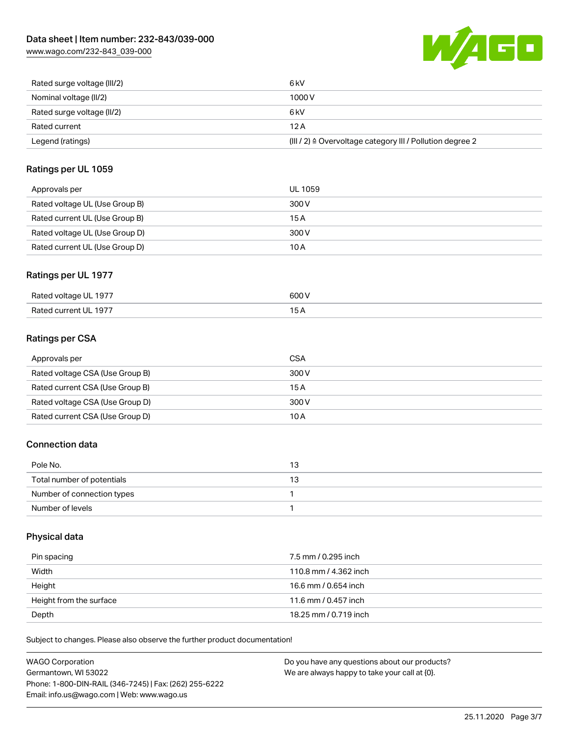| Rated surge voltage (III/2) | 6 kV |
| --- | --- |
| Nominal voltage (II/2) | 1000 V |
| Rated surge voltage (II/2) | 6 kV |
| Rated current | 12 A |
| Legend (ratings) | (III / 2) ≙ Overvoltage category III / Pollution degree 2 |

## Ratings per UL 1059

| Approvals per | UL 1059 |
| --- | --- |
| Rated voltage UL (Use Group B) | 300 V |
| Rated current UL (Use Group B) | 15 A |
| Rated voltage UL (Use Group D) | 300 V |
| Rated current UL (Use Group D) | 10 A |

## Ratings per UL 1977

| Rated voltage UL 1977 | 600 V |
| --- | --- |
| Rated current UL 1977 | 15 A |

## Ratings per CSA

| Approvals per | CSA |
| --- | --- |
| Rated voltage CSA (Use Group B) | 300 V |
| Rated current CSA (Use Group B) | 15 A |
| Rated voltage CSA (Use Group D) | 300 V |
| Rated current CSA (Use Group D) | 10 A |

## Connection data

| Pole No. | 13 |
| --- | --- |
| Total number of potentials | 13 |
| Number of connection types | 1 |
| Number of levels | 1 |

## Physical data

| Pin spacing | 7.5 mm / 0.295 inch |
| --- | --- |
| Width | 110.8 mm / 4.362 inch |
| Height | 16.6 mm / 0.654 inch |
| Height from the surface | 11.6 mm / 0.457 inch |
| Depth | 18.25 mm / 0.719 inch |

Subject to changes. Please also observe the further product documentation!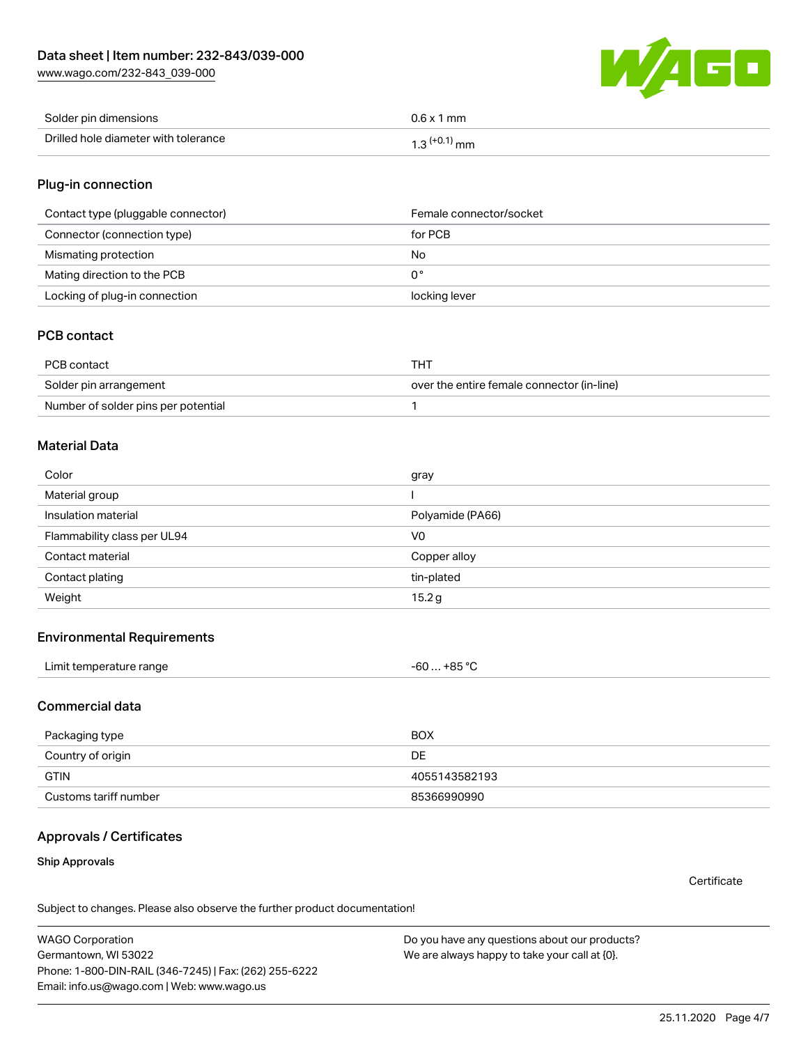| | |
|---|---|
| Solder pin dimensions | 0.6 x 1 mm |
| Drilled hole diameter with tolerance | $1.3^{(+0.1)}$ mm |

## Plug-in connection

| | |
|---|---|
| Contact type (pluggable connector) | Female connector/socket |
| Connector (connection type) | for PCB |
| Mismating protection | No |
| Mating direction to the PCB | 0 ° |
| Locking of plug-in connection | locking lever |

## PCB contact

| | |
|---|---|
| PCB contact | THT |
| Solder pin arrangement | over the entire female connector (in-line) |
| Number of solder pins per potential | 1 |

## Material Data

| | |
|---|---|
| Color | gray |
| Material group | I |
| Insulation material | Polyamide (PA66) |
| Flammability class per UL94 | V0 |
| Contact material | Copper alloy |
| Contact plating | tin-plated |
| Weight | 15.2 g |

## Environmental Requirements

| | |
|---|---|
| Limit temperature range | -60 … +85 °C |

## Commercial data

| | |
|---|---|
| Packaging type | BOX |
| Country of origin | DE |
| GTIN | 4055143582193 |
| Customs tariff number | 85366990990 |

## Approvals / Certificates

### Ship Approvals

Certificate

Subject to changes. Please also observe the further product documentation!

WAGO Corporation
Germantown, WI 53022
Phone: 1-800-DIN-RAIL (346-7245) | Fax: (262) 255-6222
Email: info.us@wago.com | Web: www.wago.us

Do you have any questions about our products?
We are always happy to take your call at {0}.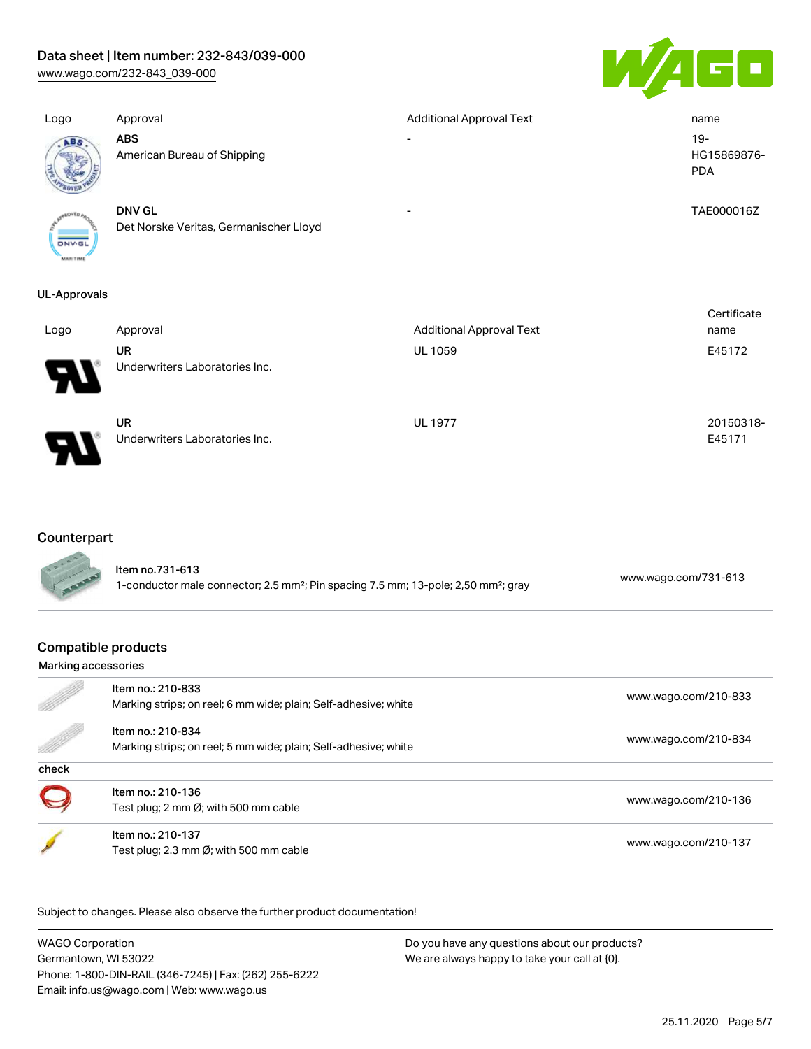| Logo | Approval | Additional Approval Text | name |
| --- | --- | --- | --- |
| | **ABS**<br>American Bureau of Shipping | - | 19-HG15869876-PDA |
| | **DNV GL**<br>Det Norske Veritas, Germanischer Lloyd | - | TAE000016Z |

#### UL-Approvals

| Logo | Approval | Additional Approval Text | Certificate name |
| --- | --- | --- | --- |
| | **UR**<br>Underwriters Laboratories Inc. | UL 1059 | E45172 |
| | **UR**<br>Underwriters Laboratories Inc. | UL 1977 | 20150318-E45171 |

## Counterpart

| | | |
| --- | --- | --- |
| | Item no.731-613<br>1-conductor male connector; 2.5 mm²; Pin spacing 7.5 mm; 13-pole; 2,50 mm²; gray | www.wago.com/731-613 |

## Compatible products

#### Marking accessories

| | | |
| --- | --- | --- |
| | Item no.: 210-833<br>Marking strips; on reel; 6 mm wide; plain; Self-adhesive; white | www.wago.com/210-833 |
| | Item no.: 210-834<br>Marking strips; on reel; 5 mm wide; plain; Self-adhesive; white | www.wago.com/210-834 |

#### check

| | | |
| --- | --- | --- |
| | Item no.: 210-136<br>Test plug; 2 mm Ø; with 500 mm cable | www.wago.com/210-136 |
| | Item no.: 210-137<br>Test plug; 2.3 mm Ø; with 500 mm cable | www.wago.com/210-137 |

Subject to changes. Please also observe the further product documentation!

WAGO Corporation
Germantown, WI 53022
Phone: 1-800-DIN-RAIL (346-7245) | Fax: (262) 255-6222
Email: info.us@wago.com | Web: www.wago.us

Do you have any questions about our products?
We are always happy to take your call at {0}.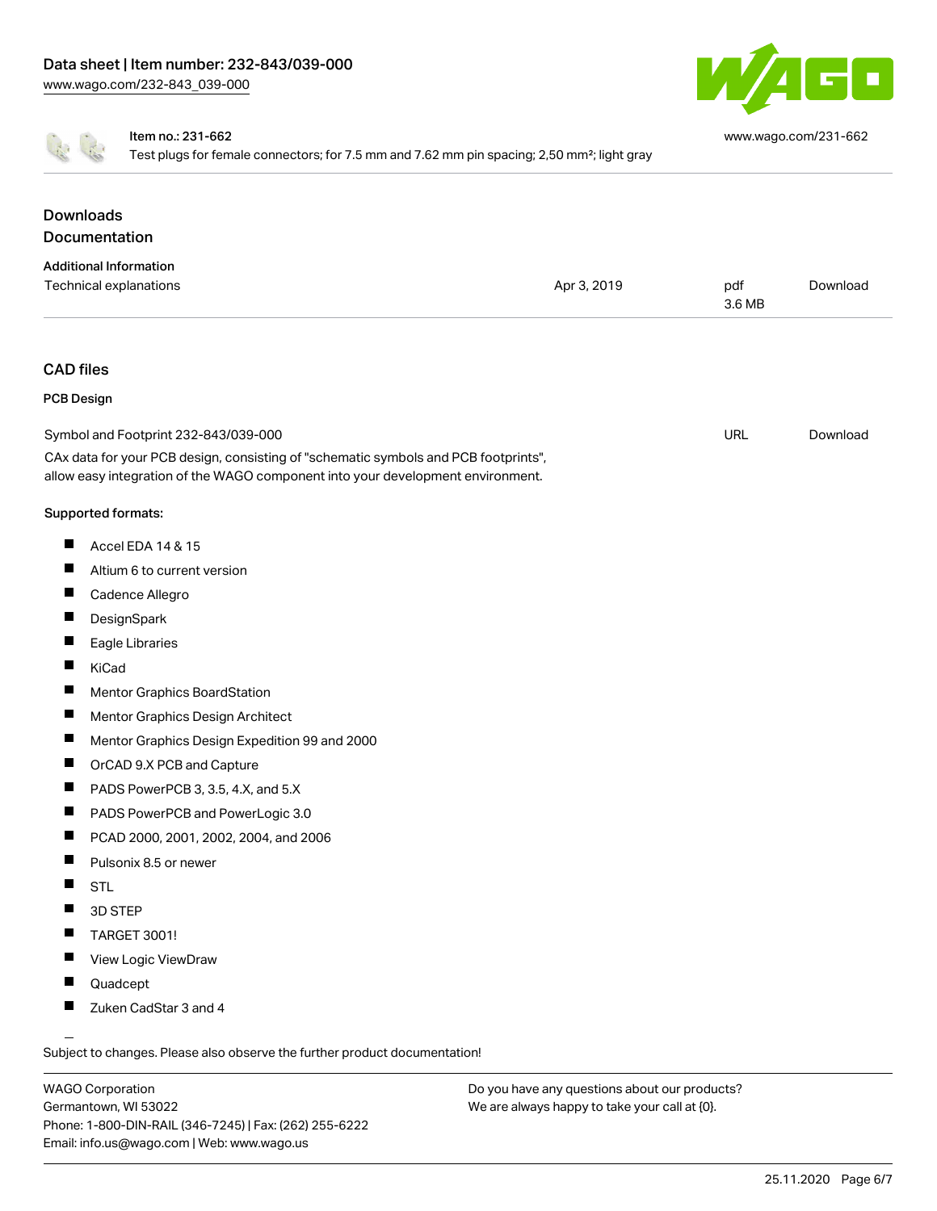Item no.: 231-662
Test plugs for female connectors; for 7.5 mm and 7.62 mm pin spacing; 2,50 mm²; light gray

www.wago.com/231-662

## Downloads

## Documentation

### Additional Information

| Technical explanations | Apr 3, 2019 | pdf 3.6 MB | Download |
|---|---|---|---|

## CAD files

### PCB Design

| Symbol and Footprint 232-843/039-000 | URL | Download |
|---|---|---|

CAx data for your PCB design, consisting of "schematic symbols and PCB footprints", allow easy integration of the WAGO component into your development environment.

Supported formats:

- Accel EDA 14 & 15
- Altium 6 to current version
- Cadence Allegro
- DesignSpark
- Eagle Libraries
- KiCad
- Mentor Graphics BoardStation
- Mentor Graphics Design Architect
- Mentor Graphics Design Expedition 99 and 2000
- OrCAD 9.X PCB and Capture
- PADS PowerPCB 3, 3.5, 4.X, and 5.X
- PADS PowerPCB and PowerLogic 3.0
- PCAD 2000, 2001, 2002, 2004, and 2006
- Pulsonix 8.5 or newer
- STL
- 3D STEP
- TARGET 3001!
- View Logic ViewDraw
- Quadcept
- Zuken CadStar 3 and 4

Subject to changes. Please also observe the further product documentation!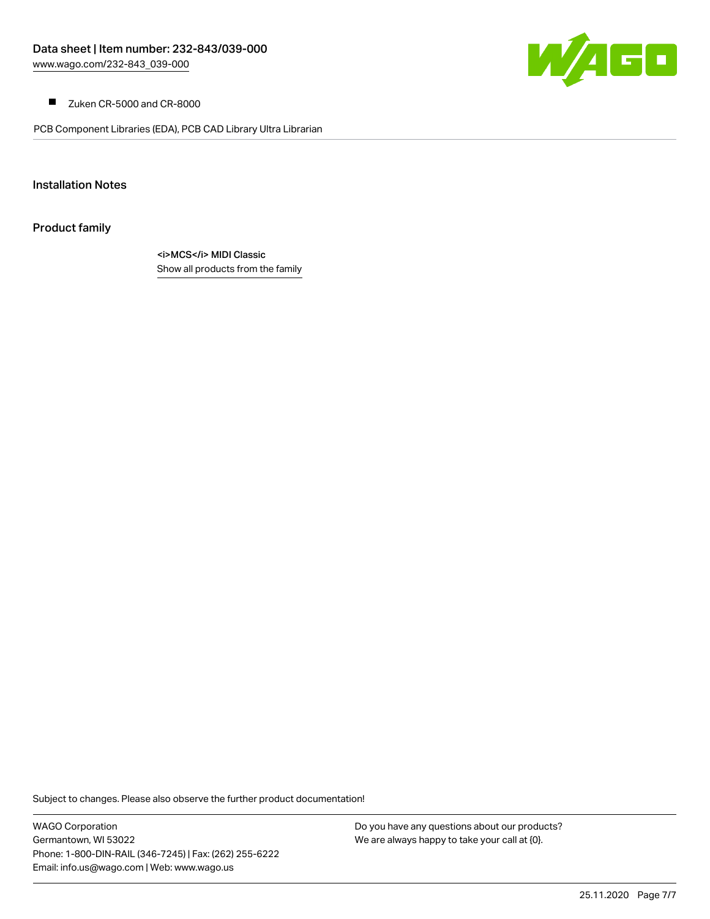- Zuken CR-5000 and CR-8000

PCB Component Libraries (EDA), PCB CAD Library Ultra Librarian

## Installation Notes

## Product family

<i>MCS</i> MIDI Classic
Show all products from the family

Subject to changes. Please also observe the further product documentation!

WAGO Corporation
Germantown, WI 53022
Phone: 1-800-DIN-RAIL (346-7245) | Fax: (262) 255-6222
Email: info.us@wago.com | Web: www.wago.us

Do you have any questions about our products?
We are always happy to take your call at {0}.